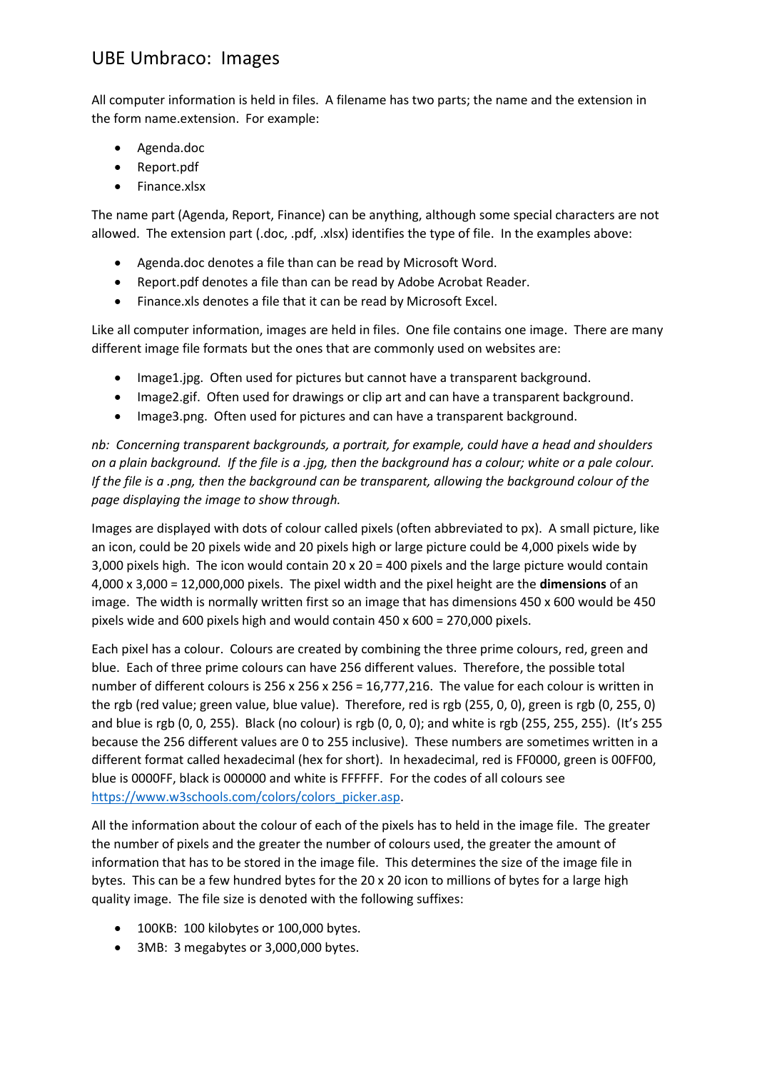# UBE Umbraco: Images

All computer information is held in files. A filename has two parts; the name and the extension in the form name.extension. For example:

- Agenda.doc
- Report.pdf
- Finance.xlsx

The name part (Agenda, Report, Finance) can be anything, although some special characters are not allowed. The extension part (.doc, .pdf, .xlsx) identifies the type of file. In the examples above:

- Agenda.doc denotes a file than can be read by Microsoft Word.
- Report.pdf denotes a file than can be read by Adobe Acrobat Reader.
- Finance.xls denotes a file that it can be read by Microsoft Excel.

Like all computer information, images are held in files. One file contains one image. There are many different image file formats but the ones that are commonly used on websites are:

- Image1.jpg. Often used for pictures but cannot have a transparent background.
- Image2.gif. Often used for drawings or clip art and can have a transparent background.
- Image3.png. Often used for pictures and can have a transparent background.

*nb: Concerning transparent backgrounds, a portrait, for example, could have a head and shoulders on a plain background. If the file is a .jpg, then the background has a colour; white or a pale colour. If the file is a .png, then the background can be transparent, allowing the background colour of the page displaying the image to show through.*

Images are displayed with dots of colour called pixels (often abbreviated to px). A small picture, like an icon, could be 20 pixels wide and 20 pixels high or large picture could be 4,000 pixels wide by 3,000 pixels high. The icon would contain 20 x 20 = 400 pixels and the large picture would contain 4,000 x 3,000 = 12,000,000 pixels. The pixel width and the pixel height are the **dimensions** of an image. The width is normally written first so an image that has dimensions 450 x 600 would be 450 pixels wide and 600 pixels high and would contain 450 x 600 = 270,000 pixels.

Each pixel has a colour. Colours are created by combining the three prime colours, red, green and blue. Each of three prime colours can have 256 different values. Therefore, the possible total number of different colours is 256 x 256 x 256 = 16,777,216. The value for each colour is written in the rgb (red value; green value, blue value). Therefore, red is rgb (255, 0, 0), green is rgb (0, 255, 0) and blue is rgb (0, 0, 255). Black (no colour) is rgb (0, 0, 0); and white is rgb (255, 255, 255). (It's 255 because the 256 different values are 0 to 255 inclusive). These numbers are sometimes written in a different format called hexadecimal (hex for short). In hexadecimal, red is FF0000, green is 00FF00, blue is 0000FF, black is 000000 and white is FFFFFF. For the codes of all colours see [https://www.w3schools.com/colors/colors_picker.asp](https://www.w3schools.com/colors/colors_picker.asp).

All the information about the colour of each of the pixels has to held in the image file. The greater the number of pixels and the greater the number of colours used, the greater the amount of information that has to be stored in the image file. This determines the size of the image file in bytes. This can be a few hundred bytes for the 20 x 20 icon to millions of bytes for a large high quality image. The file size is denoted with the following suffixes:

- 100KB: 100 kilobytes or 100,000 bytes.
- 3MB: 3 megabytes or 3,000,000 bytes.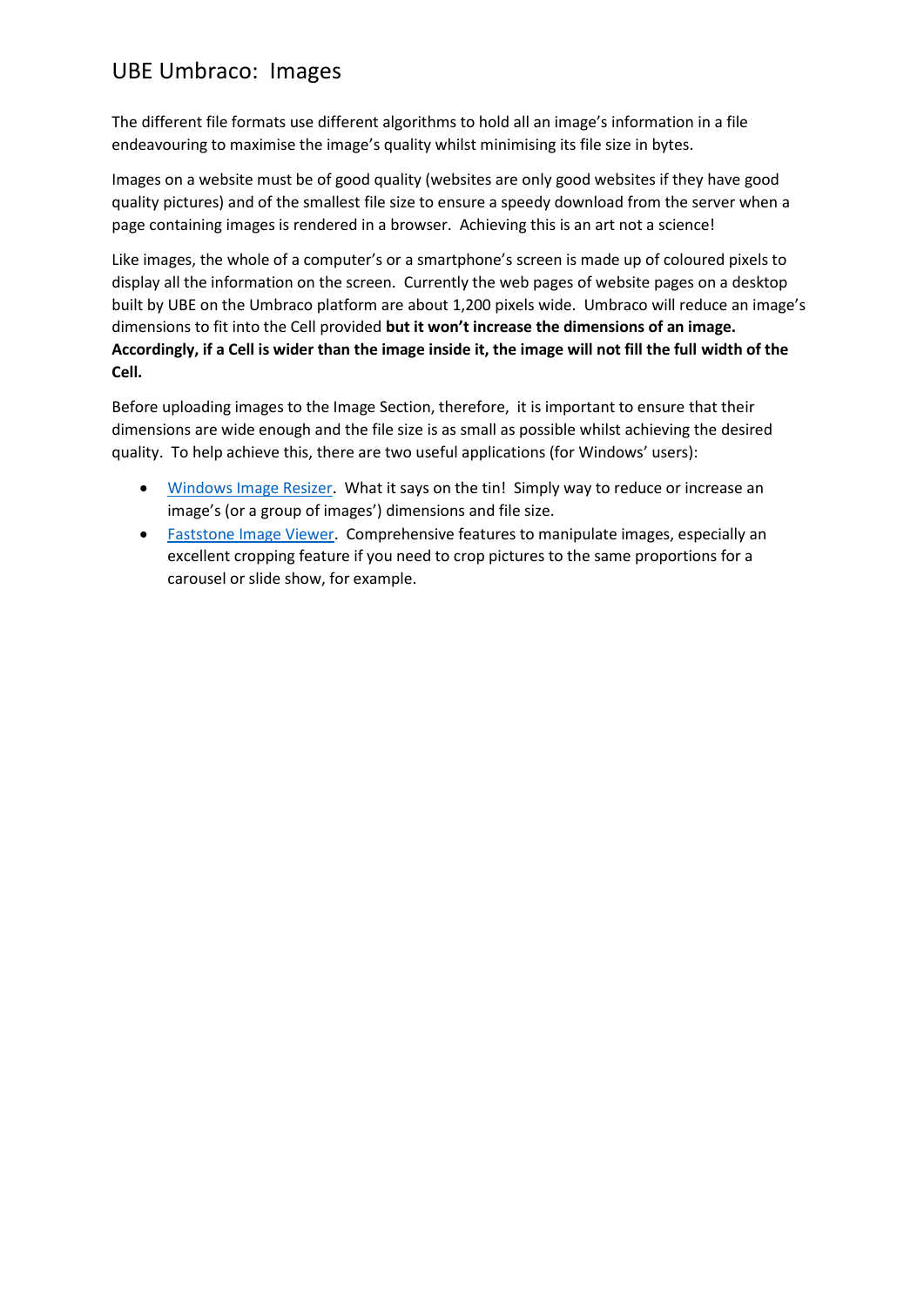# UBE Umbraco: Images

The different file formats use different algorithms to hold all an image's information in a file endeavouring to maximise the image's quality whilst minimising its file size in bytes.

Images on a website must be of good quality (websites are only good websites if they have good quality pictures) and of the smallest file size to ensure a speedy download from the server when a page containing images is rendered in a browser. Achieving this is an art not a science!

Like images, the whole of a computer's or a smartphone's screen is made up of coloured pixels to display all the information on the screen. Currently the web pages of website pages on a desktop built by UBE on the Umbraco platform are about 1,200 pixels wide. Umbraco will reduce an image's dimensions to fit into the Cell provided **but it won't increase the dimensions of an image. Accordingly, if a Cell is wider than the image inside it, the image will not fill the full width of the Cell.**

Before uploading images to the Image Section, therefore, it is important to ensure that their dimensions are wide enough and the file size is as small as possible whilst achieving the desired quality. To help achieve this, there are two useful applications (for Windows' users):

- Windows Image Resizer. What it says on the tin! Simply way to reduce or increase an image's (or a group of images') dimensions and file size.
- Faststone Image Viewer. Comprehensive features to manipulate images, especially an excellent cropping feature if you need to crop pictures to the same proportions for a carousel or slide show, for example.